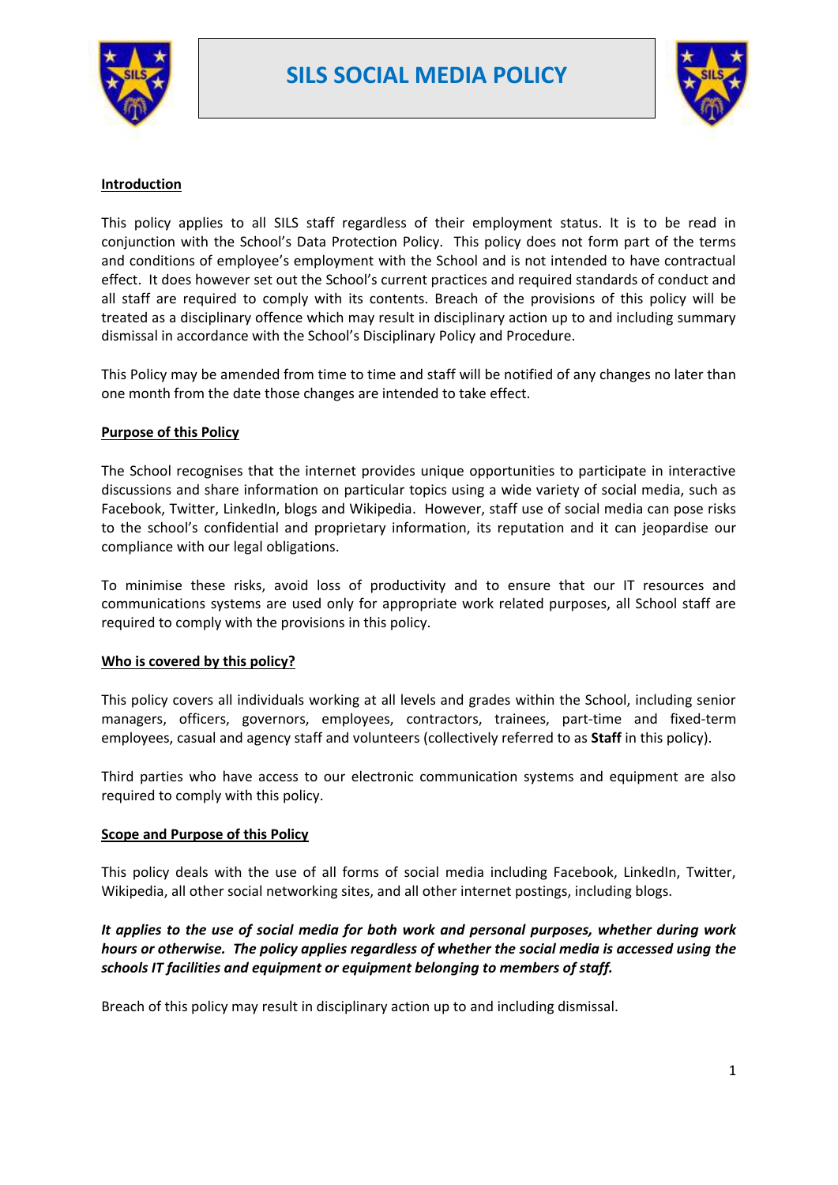# SILS SOCIAL MEDIA POLICY

## Introduction

This policy applies to all SILS staff regardless of their employment status. It is to be read in conjunction with the School's Data Protection Policy. This policy does not form part of the terms and conditions of employee's employment with the School and is not intended to have contractual effect. It does however set out the School's current practices and required standards of conduct and all staff are required to comply with its contents. Breach of the provisions of this policy will be treated as a disciplinary offence which may result in disciplinary action up to and including summary dismissal in accordance with the School's Disciplinary Policy and Procedure.

This Policy may be amended from time to time and staff will be notified of any changes no later than one month from the date those changes are intended to take effect.

## Purpose of this Policy

The School recognises that the internet provides unique opportunities to participate in interactive discussions and share information on particular topics using a wide variety of social media, such as Facebook, Twitter, LinkedIn, blogs and Wikipedia. However, staff use of social media can pose risks to the school's confidential and proprietary information, its reputation and it can jeopardise our compliance with our legal obligations.

To minimise these risks, avoid loss of productivity and to ensure that our IT resources and communications systems are used only for appropriate work related purposes, all School staff are required to comply with the provisions in this policy.

## Who is covered by this policy?

This policy covers all individuals working at all levels and grades within the School, including senior managers, officers, governors, employees, contractors, trainees, part-time and fixed-term employees, casual and agency staff and volunteers (collectively referred to as **Staff** in this policy).

Third parties who have access to our electronic communication systems and equipment are also required to comply with this policy.

## Scope and Purpose of this Policy

This policy deals with the use of all forms of social media including Facebook, LinkedIn, Twitter, Wikipedia, all other social networking sites, and all other internet postings, including blogs.

***It applies to the use of social media for both work and personal purposes, whether during work hours or otherwise. The policy applies regardless of whether the social media is accessed using the schools IT facilities and equipment or equipment belonging to members of staff.***

Breach of this policy may result in disciplinary action up to and including dismissal.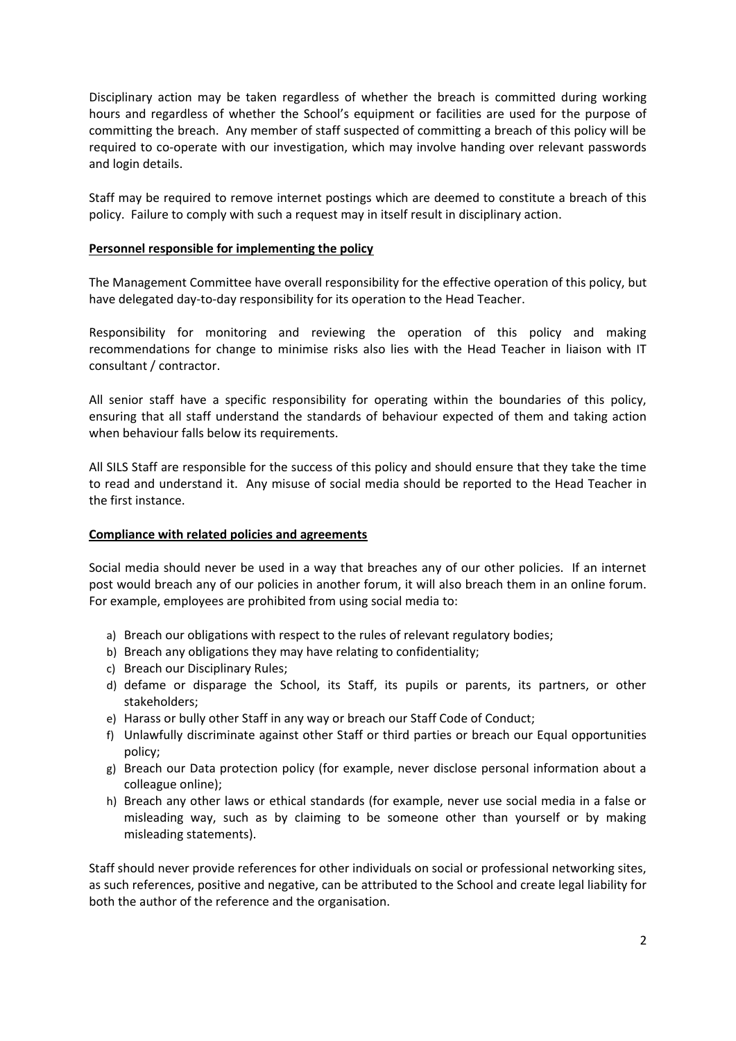Disciplinary action may be taken regardless of whether the breach is committed during working hours and regardless of whether the School's equipment or facilities are used for the purpose of committing the breach. Any member of staff suspected of committing a breach of this policy will be required to co-operate with our investigation, which may involve handing over relevant passwords and login details.

Staff may be required to remove internet postings which are deemed to constitute a breach of this policy. Failure to comply with such a request may in itself result in disciplinary action.

**Personnel responsible for implementing the policy**

The Management Committee have overall responsibility for the effective operation of this policy, but have delegated day-to-day responsibility for its operation to the Head Teacher.

Responsibility for monitoring and reviewing the operation of this policy and making recommendations for change to minimise risks also lies with the Head Teacher in liaison with IT consultant / contractor.

All senior staff have a specific responsibility for operating within the boundaries of this policy, ensuring that all staff understand the standards of behaviour expected of them and taking action when behaviour falls below its requirements.

All SILS Staff are responsible for the success of this policy and should ensure that they take the time to read and understand it. Any misuse of social media should be reported to the Head Teacher in the first instance.

**Compliance with related policies and agreements**

Social media should never be used in a way that breaches any of our other policies. If an internet post would breach any of our policies in another forum, it will also breach them in an online forum. For example, employees are prohibited from using social media to:

a) Breach our obligations with respect to the rules of relevant regulatory bodies;
b) Breach any obligations they may have relating to confidentiality;
c) Breach our Disciplinary Rules;
d) defame or disparage the School, its Staff, its pupils or parents, its partners, or other stakeholders;
e) Harass or bully other Staff in any way or breach our Staff Code of Conduct;
f) Unlawfully discriminate against other Staff or third parties or breach our Equal opportunities policy;
g) Breach our Data protection policy (for example, never disclose personal information about a colleague online);
h) Breach any other laws or ethical standards (for example, never use social media in a false or misleading way, such as by claiming to be someone other than yourself or by making misleading statements).

Staff should never provide references for other individuals on social or professional networking sites, as such references, positive and negative, can be attributed to the School and create legal liability for both the author of the reference and the organisation.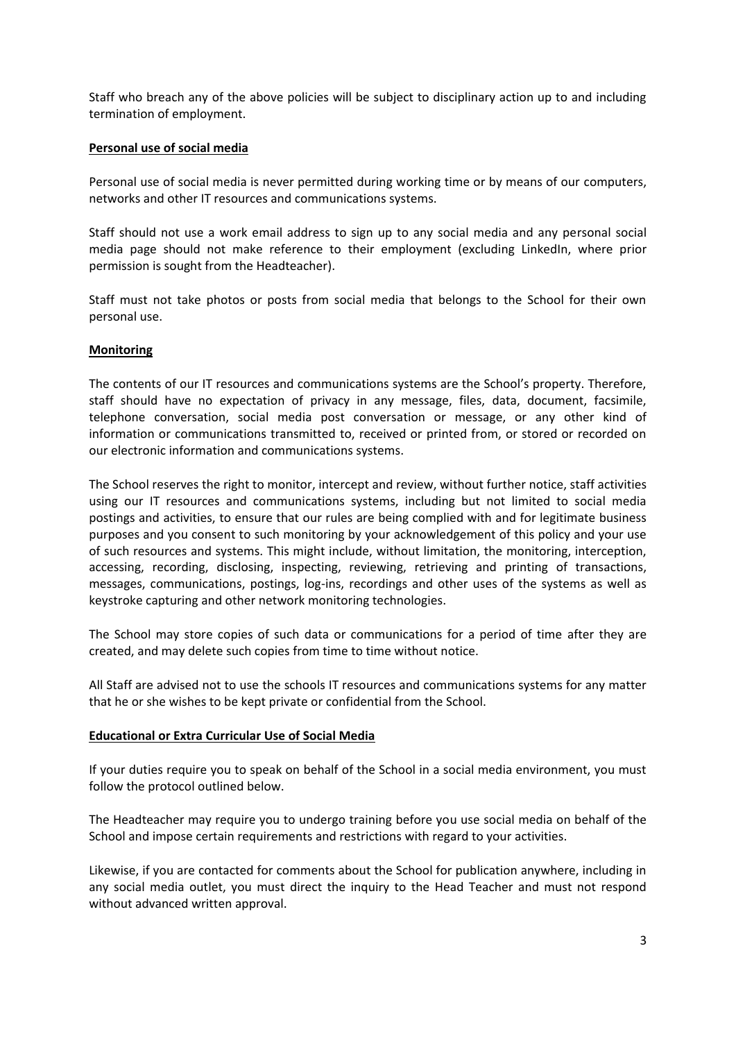Staff who breach any of the above policies will be subject to disciplinary action up to and including termination of employment.

**Personal use of social media**

Personal use of social media is never permitted during working time or by means of our computers, networks and other IT resources and communications systems.

Staff should not use a work email address to sign up to any social media and any personal social media page should not make reference to their employment (excluding LinkedIn, where prior permission is sought from the Headteacher).

Staff must not take photos or posts from social media that belongs to the School for their own personal use.

**Monitoring**

The contents of our IT resources and communications systems are the School's property. Therefore, staff should have no expectation of privacy in any message, files, data, document, facsimile, telephone conversation, social media post conversation or message, or any other kind of information or communications transmitted to, received or printed from, or stored or recorded on our electronic information and communications systems.

The School reserves the right to monitor, intercept and review, without further notice, staff activities using our IT resources and communications systems, including but not limited to social media postings and activities, to ensure that our rules are being complied with and for legitimate business purposes and you consent to such monitoring by your acknowledgement of this policy and your use of such resources and systems. This might include, without limitation, the monitoring, interception, accessing, recording, disclosing, inspecting, reviewing, retrieving and printing of transactions, messages, communications, postings, log-ins, recordings and other uses of the systems as well as keystroke capturing and other network monitoring technologies.

The School may store copies of such data or communications for a period of time after they are created, and may delete such copies from time to time without notice.

All Staff are advised not to use the schools IT resources and communications systems for any matter that he or she wishes to be kept private or confidential from the School.

**Educational or Extra Curricular Use of Social Media**

If your duties require you to speak on behalf of the School in a social media environment, you must follow the protocol outlined below.

The Headteacher may require you to undergo training before you use social media on behalf of the School and impose certain requirements and restrictions with regard to your activities.

Likewise, if you are contacted for comments about the School for publication anywhere, including in any social media outlet, you must direct the inquiry to the Head Teacher and must not respond without advanced written approval.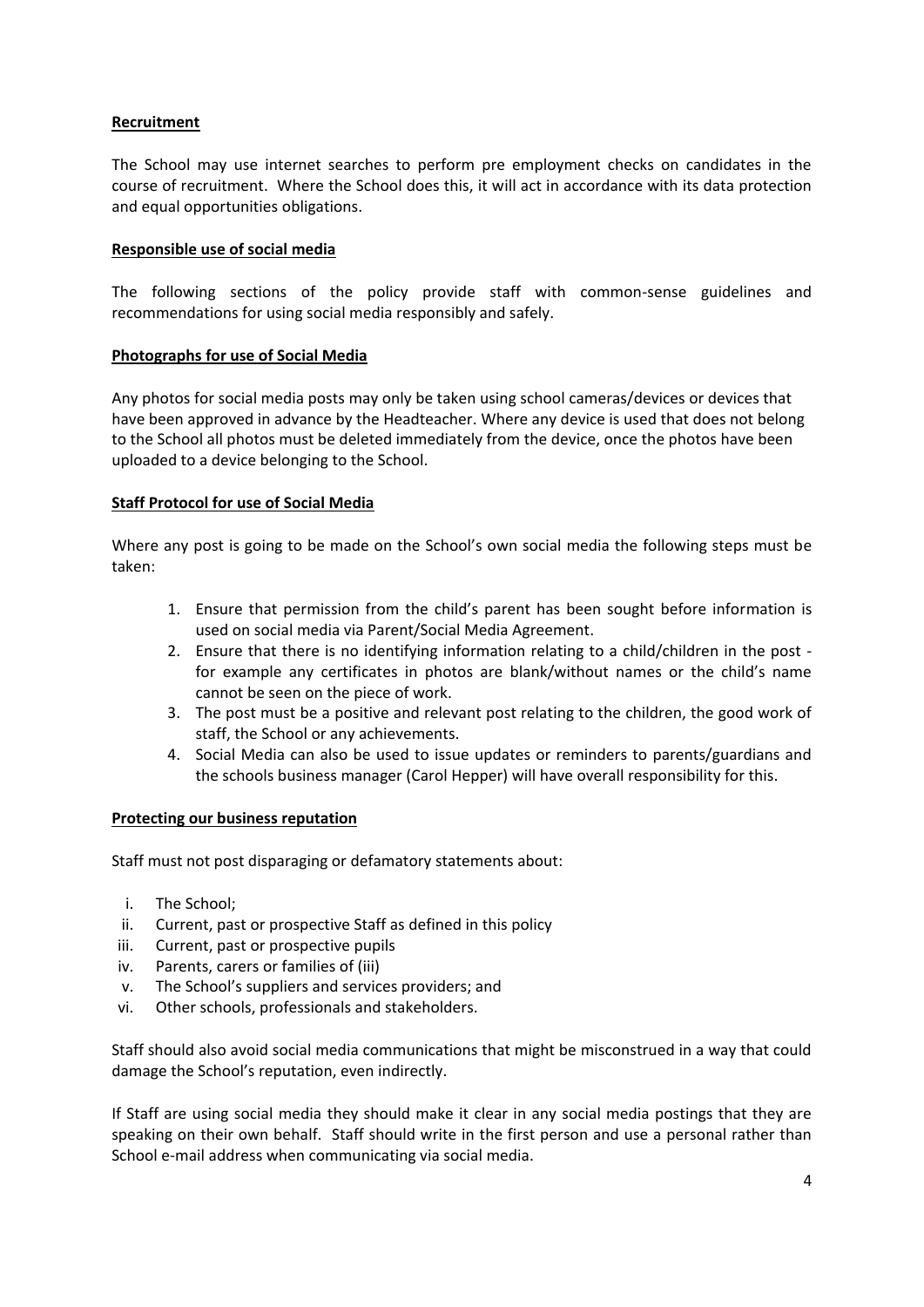## Recruitment

The School may use internet searches to perform pre employment checks on candidates in the course of recruitment. Where the School does this, it will act in accordance with its data protection and equal opportunities obligations.

## Responsible use of social media

The following sections of the policy provide staff with common-sense guidelines and recommendations for using social media responsibly and safely.

## Photographs for use of Social Media

Any photos for social media posts may only be taken using school cameras/devices or devices that have been approved in advance by the Headteacher. Where any device is used that does not belong to the School all photos must be deleted immediately from the device, once the photos have been uploaded to a device belonging to the School.

## Staff Protocol for use of Social Media

Where any post is going to be made on the School's own social media the following steps must be taken:

1. Ensure that permission from the child's parent has been sought before information is used on social media via Parent/Social Media Agreement.
2. Ensure that there is no identifying information relating to a child/children in the post - for example any certificates in photos are blank/without names or the child's name cannot be seen on the piece of work.
3. The post must be a positive and relevant post relating to the children, the good work of staff, the School or any achievements.
4. Social Media can also be used to issue updates or reminders to parents/guardians and the schools business manager (Carol Hepper) will have overall responsibility for this.

## Protecting our business reputation

Staff must not post disparaging or defamatory statements about:

i. The School;
ii. Current, past or prospective Staff as defined in this policy
iii. Current, past or prospective pupils
iv. Parents, carers or families of (iii)
v. The School's suppliers and services providers; and
vi. Other schools, professionals and stakeholders.

Staff should also avoid social media communications that might be misconstrued in a way that could damage the School's reputation, even indirectly.

If Staff are using social media they should make it clear in any social media postings that they are speaking on their own behalf. Staff should write in the first person and use a personal rather than School e-mail address when communicating via social media.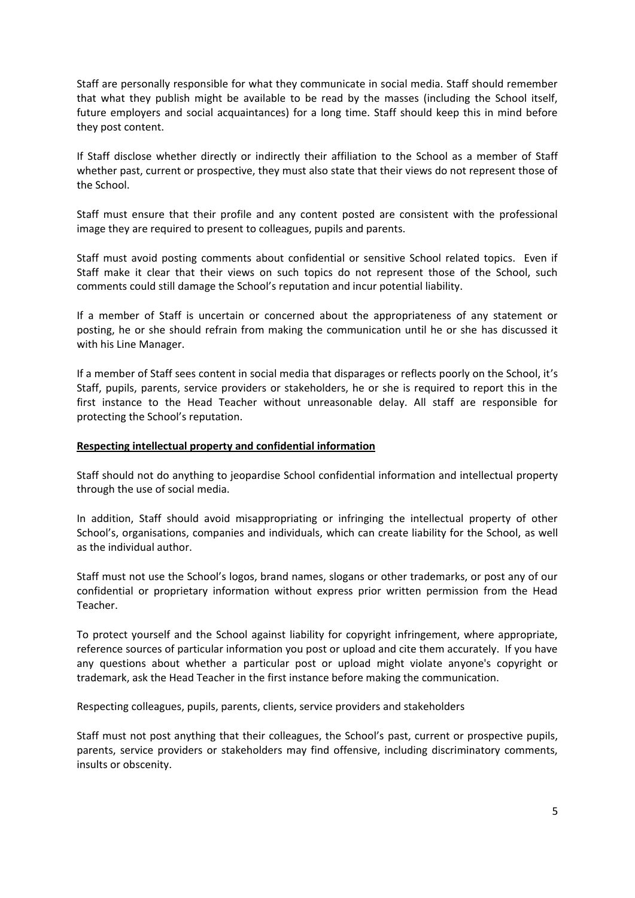Staff are personally responsible for what they communicate in social media. Staff should remember that what they publish might be available to be read by the masses (including the School itself, future employers and social acquaintances) for a long time. Staff should keep this in mind before they post content.

If Staff disclose whether directly or indirectly their affiliation to the School as a member of Staff whether past, current or prospective, they must also state that their views do not represent those of the School.

Staff must ensure that their profile and any content posted are consistent with the professional image they are required to present to colleagues, pupils and parents.

Staff must avoid posting comments about confidential or sensitive School related topics. Even if Staff make it clear that their views on such topics do not represent those of the School, such comments could still damage the School's reputation and incur potential liability.

If a member of Staff is uncertain or concerned about the appropriateness of any statement or posting, he or she should refrain from making the communication until he or she has discussed it with his Line Manager.

If a member of Staff sees content in social media that disparages or reflects poorly on the School, it's Staff, pupils, parents, service providers or stakeholders, he or she is required to report this in the first instance to the Head Teacher without unreasonable delay. All staff are responsible for protecting the School's reputation.

**Respecting intellectual property and confidential information**

Staff should not do anything to jeopardise School confidential information and intellectual property through the use of social media.

In addition, Staff should avoid misappropriating or infringing the intellectual property of other School's, organisations, companies and individuals, which can create liability for the School, as well as the individual author.

Staff must not use the School's logos, brand names, slogans or other trademarks, or post any of our confidential or proprietary information without express prior written permission from the Head Teacher.

To protect yourself and the School against liability for copyright infringement, where appropriate, reference sources of particular information you post or upload and cite them accurately. If you have any questions about whether a particular post or upload might violate anyone's copyright or trademark, ask the Head Teacher in the first instance before making the communication.

Respecting colleagues, pupils, parents, clients, service providers and stakeholders

Staff must not post anything that their colleagues, the School's past, current or prospective pupils, parents, service providers or stakeholders may find offensive, including discriminatory comments, insults or obscenity.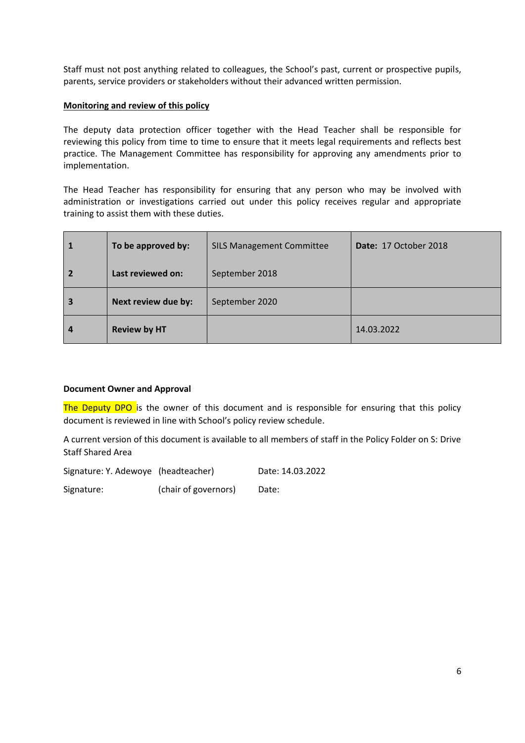Staff must not post anything related to colleagues, the School's past, current or prospective pupils, parents, service providers or stakeholders without their advanced written permission.

**Monitoring and review of this policy**

The deputy data protection officer together with the Head Teacher shall be responsible for reviewing this policy from time to time to ensure that it meets legal requirements and reflects best practice. The Management Committee has responsibility for approving any amendments prior to implementation.

The Head Teacher has responsibility for ensuring that any person who may be involved with administration or investigations carried out under this policy receives regular and appropriate training to assist them with these duties.

| | | | |
|---|---|---|---|
| **1** | **To be approved by:** | SILS Management Committee | **Date:** 17 October 2018 |
| **2** | **Last reviewed on:** | September 2018 | |
| **3** | **Next review due by:** | September 2020 | |
| **4** | **Review by HT** | | 14.03.2022 |

**Document Owner and Approval**

The Deputy DPO is the owner of this document and is responsible for ensuring that this policy document is reviewed in line with School's policy review schedule.

A current version of this document is available to all members of staff in the Policy Folder on S: Drive Staff Shared Area

Signature: Y. Adewoye (headteacher) Date: 14.03.2022

Signature: (chair of governors) Date: